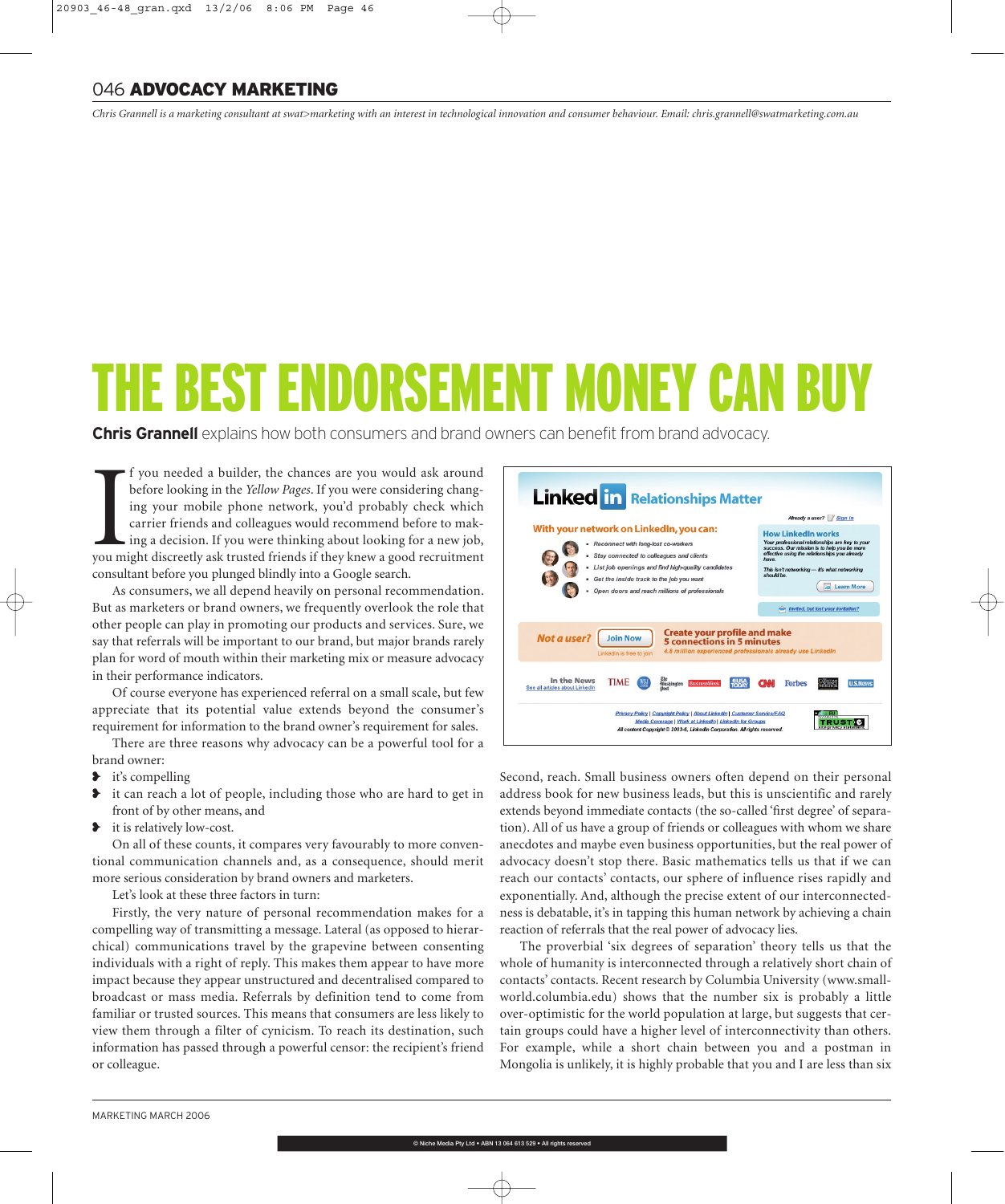Chris Grannell is a marketing consultant at swat>marketing with an interest in technological innovation and consumer behaviour. Email: chris.grannell@swatmarketing.com.au

# THE BEST ENDORSEMENT MONEY CAN BUY

**Chris Grannell** explains how both consumers and brand owners can benefit from brand advocacy.

If you needed a builder, the chances are you would ask around before looking in the *Yellow Pages*. If you were considering changing your mobile phone network, you'd probably check which carrier friends and colleagues would recommend before making a decision. If you were thinking about looking for a new job, you might discreetly ask trusted friends if they knew a good recruitment consultant before you plunged blindly into a Google search.

As consumers, we all depend heavily on personal recommendation. But as marketers or brand owners, we frequently overlook the role that other people can play in promoting our products and services. Sure, we say that referrals will be important to our brand, but major brands rarely plan for word of mouth within their marketing mix or measure advocacy in their performance indicators.

Of course everyone has experienced referral on a small scale, but few appreciate that its potential value extends beyond the consumer's requirement for information to the brand owner's requirement for sales.

There are three reasons why advocacy can be a powerful tool for a brand owner:

- it's compelling
- it can reach a lot of people, including those who are hard to get in front of by other means, and
- it is relatively low-cost.

On all of these counts, it compares very favourably to more conventional communication channels and, as a consequence, should merit more serious consideration by brand owners and marketers.

Let's look at these three factors in turn:

Firstly, the very nature of personal recommendation makes for a compelling way of transmitting a message. Lateral (as opposed to hierarchical) communications travel by the grapevine between consenting individuals with a right of reply. This makes them appear to have more impact because they appear unstructured and decentralised compared to broadcast or mass media. Referrals by definition tend to come from familiar or trusted sources. This means that consumers are less likely to view them through a filter of cynicism. To reach its destination, such information has passed through a powerful censor: the recipient's friend or colleague.

Second, reach. Small business owners often depend on their personal address book for new business leads, but this is unscientific and rarely extends beyond immediate contacts (the so-called 'first degree' of separation). All of us have a group of friends or colleagues with whom we share anecdotes and maybe even business opportunities, but the real power of advocacy doesn't stop there. Basic mathematics tells us that if we can reach our contacts' contacts, our sphere of influence rises rapidly and exponentially. And, although the precise extent of our interconnectedness is debatable, it's in tapping this human network by achieving a chain reaction of referrals that the real power of advocacy lies.

The proverbial 'six degrees of separation' theory tells us that the whole of humanity is interconnected through a relatively short chain of contacts' contacts. Recent research by Columbia University (www.smallworld.columbia.edu) shows that the number six is probably a little over-optimistic for the world population at large, but suggests that certain groups could have a higher level of interconnectivity than others. For example, while a short chain between you and a postman in Mongolia is unlikely, it is highly probable that you and I are less than six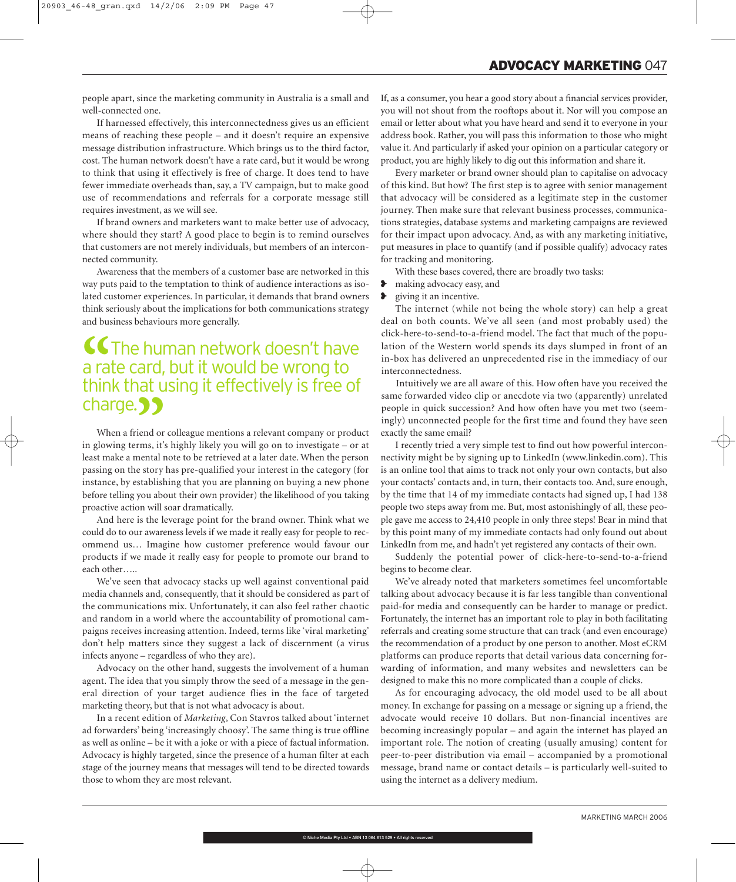people apart, since the marketing community in Australia is a small and well-connected one.

If harnessed effectively, this interconnectedness gives us an efficient means of reaching these people – and it doesn't require an expensive message distribution infrastructure. Which brings us to the third factor, cost. The human network doesn't have a rate card, but it would be wrong to think that using it effectively is free of charge. It does tend to have fewer immediate overheads than, say, a TV campaign, but to make good use of recommendations and referrals for a corporate message still requires investment, as we will see.

If brand owners and marketers want to make better use of advocacy, where should they start? A good place to begin is to remind ourselves that customers are not merely individuals, but members of an interconnected community.

Awareness that the members of a customer base are networked in this way puts paid to the temptation to think of audience interactions as isolated customer experiences. In particular, it demands that brand owners think seriously about the implications for both communications strategy and business behaviours more generally.

> "The human network doesn't have a rate card, but it would be wrong to think that using it effectively is free of charge."

When a friend or colleague mentions a relevant company or product in glowing terms, it's highly likely you will go on to investigate – or at least make a mental note to be retrieved at a later date. When the person passing on the story has pre-qualified your interest in the category (for instance, by establishing that you are planning on buying a new phone before telling you about their own provider) the likelihood of you taking proactive action will soar dramatically.

And here is the leverage point for the brand owner. Think what we could do to our awareness levels if we made it really easy for people to recommend us… Imagine how customer preference would favour our products if we made it really easy for people to promote our brand to each other…..

We've seen that advocacy stacks up well against conventional paid media channels and, consequently, that it should be considered as part of the communications mix. Unfortunately, it can also feel rather chaotic and random in a world where the accountability of promotional campaigns receives increasing attention. Indeed, terms like 'viral marketing' don't help matters since they suggest a lack of discernment (a virus infects anyone – regardless of who they are).

Advocacy on the other hand, suggests the involvement of a human agent. The idea that you simply throw the seed of a message in the general direction of your target audience flies in the face of targeted marketing theory, but that is not what advocacy is about.

In a recent edition of *Marketing*, Con Stavros talked about 'internet ad forwarders' being 'increasingly choosy'. The same thing is true offline as well as online – be it with a joke or with a piece of factual information. Advocacy is highly targeted, since the presence of a human filter at each stage of the journey means that messages will tend to be directed towards those to whom they are most relevant.

If, as a consumer, you hear a good story about a financial services provider, you will not shout from the rooftops about it. Nor will you compose an email or letter about what you have heard and send it to everyone in your address book. Rather, you will pass this information to those who might value it. And particularly if asked your opinion on a particular category or product, you are highly likely to dig out this information and share it.

Every marketer or brand owner should plan to capitalise on advocacy of this kind. But how? The first step is to agree with senior management that advocacy will be considered as a legitimate step in the customer journey. Then make sure that relevant business processes, communications strategies, database systems and marketing campaigns are reviewed for their impact upon advocacy. And, as with any marketing initiative, put measures in place to quantify (and if possible qualify) advocacy rates for tracking and monitoring.

With these bases covered, there are broadly two tasks:

- making advocacy easy, and
- giving it an incentive.

The internet (while not being the whole story) can help a great deal on both counts. We've all seen (and most probably used) the click-here-to-send-to-a-friend model. The fact that much of the population of the Western world spends its days slumped in front of an in-box has delivered an unprecedented rise in the immediacy of our interconnectedness.

Intuitively we are all aware of this. How often have you received the same forwarded video clip or anecdote via two (apparently) unrelated people in quick succession? And how often have you met two (seemingly) unconnected people for the first time and found they have seen exactly the same email?

I recently tried a very simple test to find out how powerful interconnectivity might be by signing up to LinkedIn (www.linkedin.com). This is an online tool that aims to track not only your own contacts, but also your contacts' contacts and, in turn, their contacts too. And, sure enough, by the time that 14 of my immediate contacts had signed up, I had 138 people two steps away from me. But, most astonishingly of all, these people gave me access to 24,410 people in only three steps! Bear in mind that by this point many of my immediate contacts had only found out about LinkedIn from me, and hadn't yet registered any contacts of their own.

Suddenly the potential power of click-here-to-send-to-a-friend begins to become clear.

We've already noted that marketers sometimes feel uncomfortable talking about advocacy because it is far less tangible than conventional paid-for media and consequently can be harder to manage or predict. Fortunately, the internet has an important role to play in both facilitating referrals and creating some structure that can track (and even encourage) the recommendation of a product by one person to another. Most eCRM platforms can produce reports that detail various data concerning forwarding of information, and many websites and newsletters can be designed to make this no more complicated than a couple of clicks.

As for encouraging advocacy, the old model used to be all about money. In exchange for passing on a message or signing up a friend, the advocate would receive 10 dollars. But non-financial incentives are becoming increasingly popular – and again the internet has played an important role. The notion of creating (usually amusing) content for peer-to-peer distribution via email – accompanied by a promotional message, brand name or contact details – is particularly well-suited to using the internet as a delivery medium.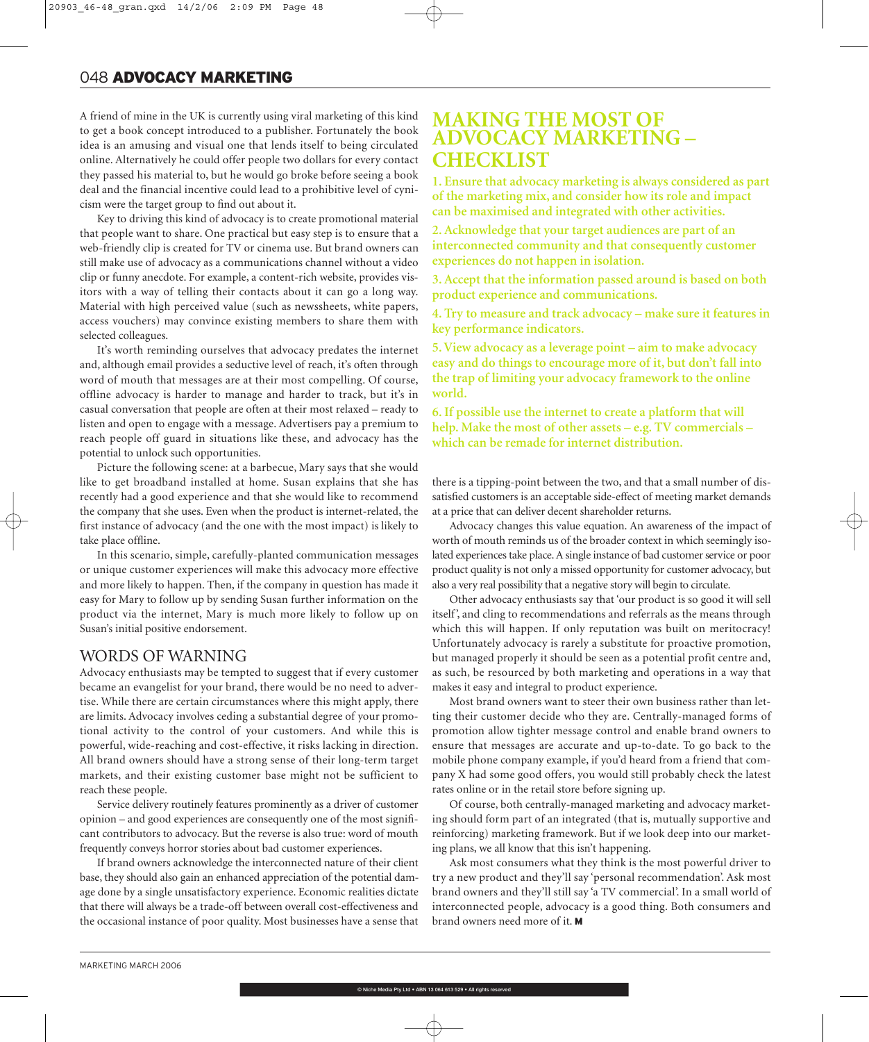A friend of mine in the UK is currently using viral marketing of this kind to get a book concept introduced to a publisher. Fortunately the book idea is an amusing and visual one that lends itself to being circulated online. Alternatively he could offer people two dollars for every contact they passed his material to, but he would go broke before seeing a book deal and the financial incentive could lead to a prohibitive level of cynicism were the target group to find out about it.

Key to driving this kind of advocacy is to create promotional material that people want to share. One practical but easy step is to ensure that a web-friendly clip is created for TV or cinema use. But brand owners can still make use of advocacy as a communications channel without a video clip or funny anecdote. For example, a content-rich website, provides visitors with a way of telling their contacts about it can go a long way. Material with high perceived value (such as newssheets, white papers, access vouchers) may convince existing members to share them with selected colleagues.

It's worth reminding ourselves that advocacy predates the internet and, although email provides a seductive level of reach, it's often through word of mouth that messages are at their most compelling. Of course, offline advocacy is harder to manage and harder to track, but it's in casual conversation that people are often at their most relaxed – ready to listen and open to engage with a message. Advertisers pay a premium to reach people off guard in situations like these, and advocacy has the potential to unlock such opportunities.

Picture the following scene: at a barbecue, Mary says that she would like to get broadband installed at home. Susan explains that she has recently had a good experience and that she would like to recommend the company that she uses. Even when the product is internet-related, the first instance of advocacy (and the one with the most impact) is likely to take place offline.

In this scenario, simple, carefully-planted communication messages or unique customer experiences will make this advocacy more effective and more likely to happen. Then, if the company in question has made it easy for Mary to follow up by sending Susan further information on the product via the internet, Mary is much more likely to follow up on Susan's initial positive endorsement.

## WORDS OF WARNING

Advocacy enthusiasts may be tempted to suggest that if every customer became an evangelist for your brand, there would be no need to advertise. While there are certain circumstances where this might apply, there are limits. Advocacy involves ceding a substantial degree of your promotional activity to the control of your customers. And while this is powerful, wide-reaching and cost-effective, it risks lacking in direction. All brand owners should have a strong sense of their long-term target markets, and their existing customer base might not be sufficient to reach these people.

Service delivery routinely features prominently as a driver of customer opinion – and good experiences are consequently one of the most significant contributors to advocacy. But the reverse is also true: word of mouth frequently conveys horror stories about bad customer experiences.

If brand owners acknowledge the interconnected nature of their client base, they should also gain an enhanced appreciation of the potential damage done by a single unsatisfactory experience. Economic realities dictate that there will always be a trade-off between overall cost-effectiveness and the occasional instance of poor quality. Most businesses have a sense that there is a tipping-point between the two, and that a small number of dissatisfied customers is an acceptable side-effect of meeting market demands at a price that can deliver decent shareholder returns.

Advocacy changes this value equation. An awareness of the impact of worth of mouth reminds us of the broader context in which seemingly isolated experiences take place. A single instance of bad customer service or poor product quality is not only a missed opportunity for customer advocacy, but also a very real possibility that a negative story will begin to circulate.

Other advocacy enthusiasts say that 'our product is so good it will sell itself', and cling to recommendations and referrals as the means through which this will happen. If only reputation was built on meritocracy! Unfortunately advocacy is rarely a substitute for proactive promotion, but managed properly it should be seen as a potential profit centre and, as such, be resourced by both marketing and operations in a way that makes it easy and integral to product experience.

Most brand owners want to steer their own business rather than letting their customer decide who they are. Centrally-managed forms of promotion allow tighter message control and enable brand owners to ensure that messages are accurate and up-to-date. To go back to the mobile phone company example, if you'd heard from a friend that company X had some good offers, you would still probably check the latest rates online or in the retail store before signing up.

Of course, both centrally-managed marketing and advocacy marketing should form part of an integrated (that is, mutually supportive and reinforcing) marketing framework. But if we look deep into our marketing plans, we all know that this isn't happening.

Ask most consumers what they think is the most powerful driver to try a new product and they'll say 'personal recommendation'. Ask most brand owners and they'll still say 'a TV commercial'. In a small world of interconnected people, advocacy is a good thing. Both consumers and brand owners need more of it. **M**

## MAKING THE MOST OF ADVOCACY MARKETING – CHECKLIST

**1. Ensure that advocacy marketing is always considered as part of the marketing mix, and consider how its role and impact can be maximised and integrated with other activities.**

**2. Acknowledge that your target audiences are part of an interconnected community and that consequently customer experiences do not happen in isolation.**

**3. Accept that the information passed around is based on both product experience and communications.**

**4. Try to measure and track advocacy – make sure it features in key performance indicators.**

**5. View advocacy as a leverage point – aim to make advocacy easy and do things to encourage more of it, but don't fall into the trap of limiting your advocacy framework to the online world.**

**6. If possible use the internet to create a platform that will help. Make the most of other assets – e.g. TV commercials – which can be remade for internet distribution.**